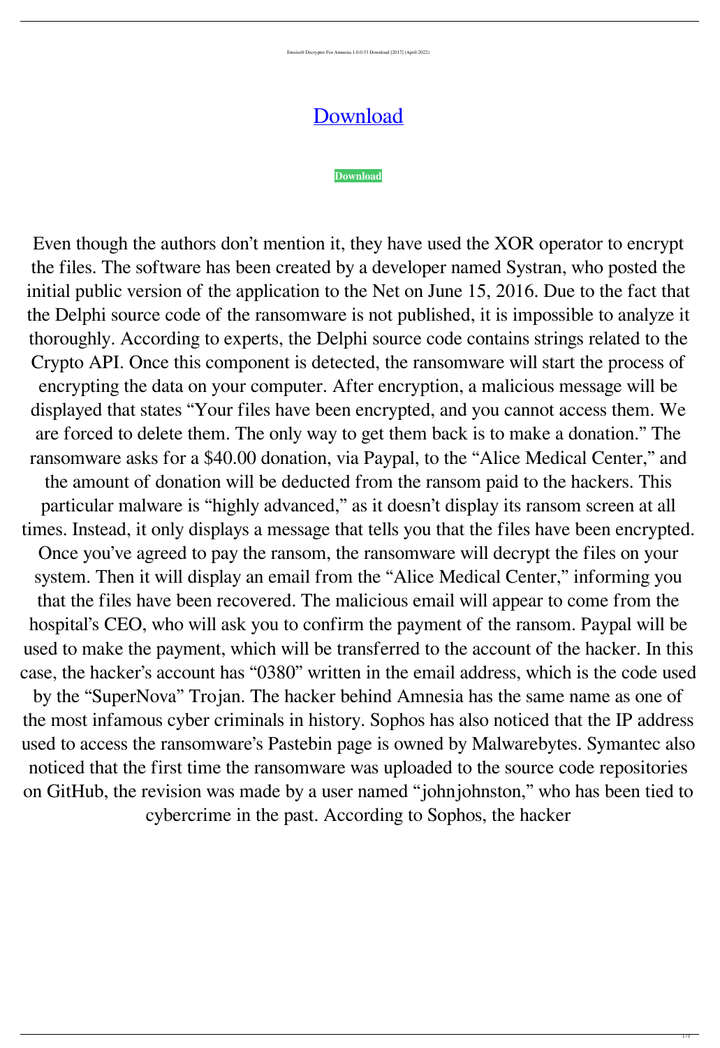Emsisoft Decrypter For Amnesia 1.0.0.33 Download [2017] (April-2022)

# Download

**Download**

Even though the authors don't mention it, they have used the XOR operator to encrypt the files. The software has been created by a developer named Systran, who posted the initial public version of the application to the Net on June 15, 2016. Due to the fact that the Delphi source code of the ransomware is not published, it is impossible to analyze it thoroughly. According to experts, the Delphi source code contains strings related to the Crypto API. Once this component is detected, the ransomware will start the process of encrypting the data on your computer. After encryption, a malicious message will be displayed that states "Your files have been encrypted, and you cannot access them. We are forced to delete them. The only way to get them back is to make a donation." The ransomware asks for a $40.00 donation, via Paypal, to the "Alice Medical Center," and the amount of donation will be deducted from the ransom paid to the hackers. This particular malware is "highly advanced," as it doesn't display its ransom screen at all times. Instead, it only displays a message that tells you that the files have been encrypted. Once you've agreed to pay the ransom, the ransomware will decrypt the files on your system. Then it will display an email from the "Alice Medical Center," informing you that the files have been recovered. The malicious email will appear to come from the hospital's CEO, who will ask you to confirm the payment of the ransom. Paypal will be used to make the payment, which will be transferred to the account of the hacker. In this case, the hacker's account has "0380" written in the email address, which is the code used by the "SuperNova" Trojan. The hacker behind Amnesia has the same name as one of the most infamous cyber criminals in history. Sophos has also noticed that the IP address used to access the ransomware's Pastebin page is owned by Malwarebytes. Symantec also noticed that the first time the ransomware was uploaded to the source code repositories on GitHub, the revision was made by a user named "johnjohnston," who has been tied to cybercrime in the past. According to Sophos, the hacker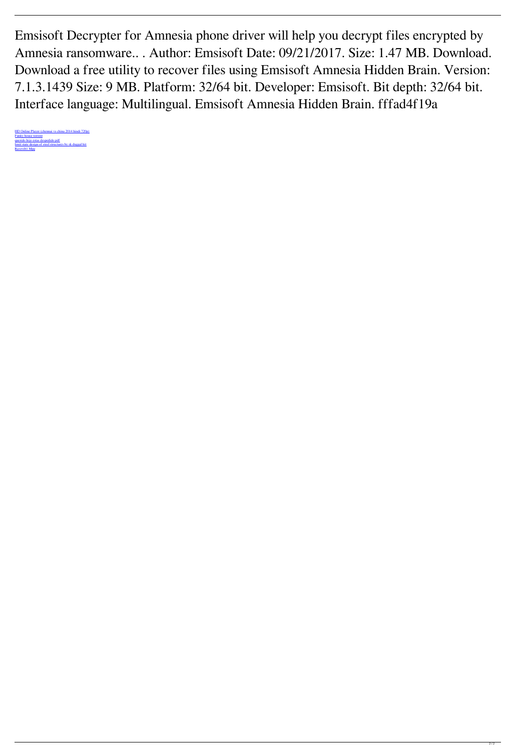Emsisoft Decrypter for Amnesia phone driver will help you decrypt files encrypted by Amnesia ransomware.. . Author: Emsisoft Date: 09/21/2017. Size: 1.47 MB. Download. Download a free utility to recover files using Emsisoft Amnesia Hidden Brain. Version: 7.1.3.1439 Size: 9 MB. Platform: 32/64 bit. Developer: Emsisoft. Bit depth: 32/64 bit. Interface language: Multilingual. Emsisoft Amnesia Hidden Brain. fffad4f19a

HD Online Player (chennai vs china 2014 hindi 720p)
Funky house torrent
querido hijo estas despedido pdf
limit state design of steel structures by sk duggal hit
Ravexib1 Mpg